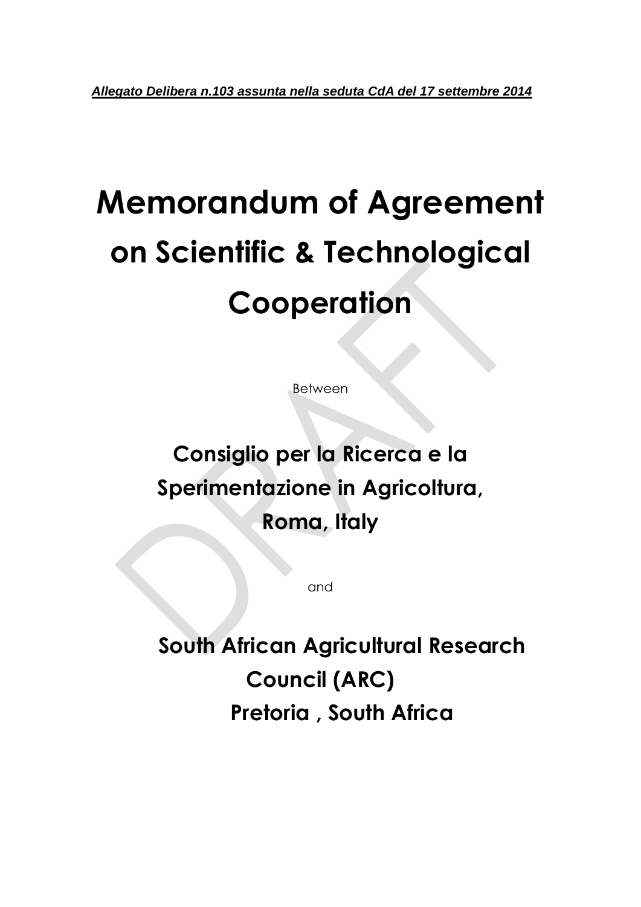***Allegato Delibera n.103 assunta nella seduta CdA del 17 settembre 2014***

# Memorandum of Agreement on Scientific & Technological Cooperation

Between

**Consiglio per la Ricerca e la Sperimentazione in Agricoltura, Roma, Italy**

and

**South African Agricultural Research Council (ARC)**
**Pretoria , South Africa**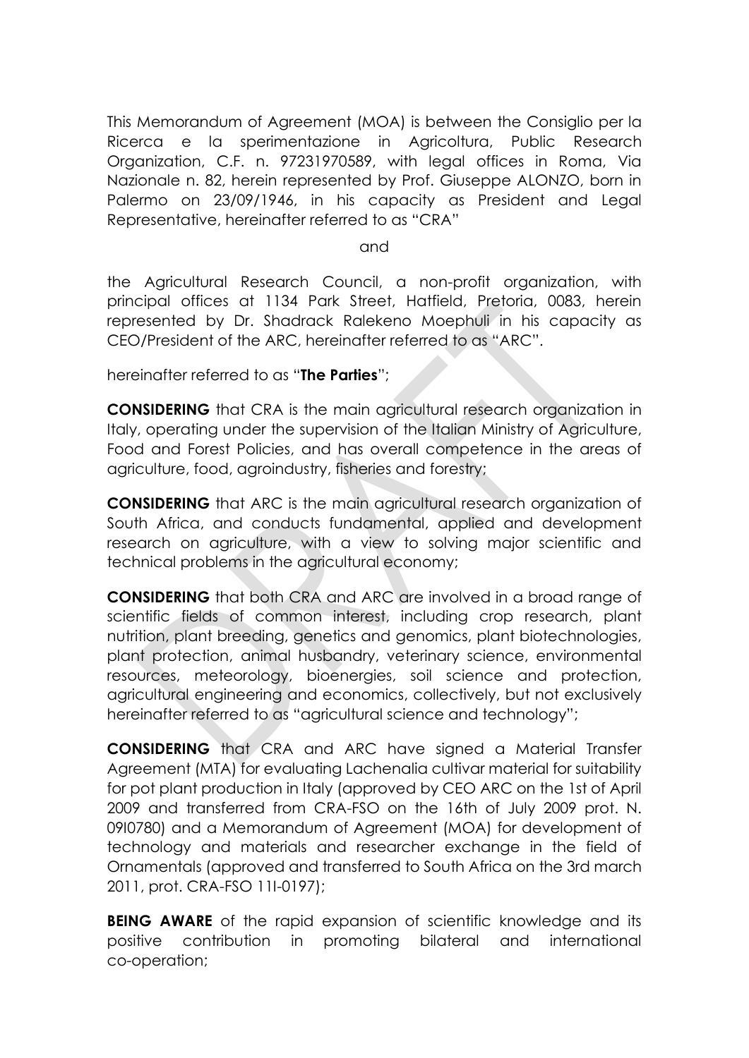This Memorandum of Agreement (MOA) is between the Consiglio per la Ricerca e la sperimentazione in Agricoltura, Public Research Organization, C.F. n. 97231970589, with legal offices in Roma, Via Nazionale n. 82, herein represented by Prof. Giuseppe ALONZO, born in Palermo on 23/09/1946, in his capacity as President and Legal Representative, hereinafter referred to as "CRA"

and

the Agricultural Research Council, a non-profit organization, with principal offices at 1134 Park Street, Hatfield, Pretoria, 0083, herein represented by Dr. Shadrack Ralekeno Moephuli in his capacity as CEO/President of the ARC, hereinafter referred to as "ARC".

hereinafter referred to as "**The Parties**";

**CONSIDERING** that CRA is the main agricultural research organization in Italy, operating under the supervision of the Italian Ministry of Agriculture, Food and Forest Policies, and has overall competence in the areas of agriculture, food, agroindustry, fisheries and forestry;

**CONSIDERING** that ARC is the main agricultural research organization of South Africa, and conducts fundamental, applied and development research on agriculture, with a view to solving major scientific and technical problems in the agricultural economy;

**CONSIDERING** that both CRA and ARC are involved in a broad range of scientific fields of common interest, including crop research, plant nutrition, plant breeding, genetics and genomics, plant biotechnologies, plant protection, animal husbandry, veterinary science, environmental resources, meteorology, bioenergies, soil science and protection, agricultural engineering and economics, collectively, but not exclusively hereinafter referred to as "agricultural science and technology";

**CONSIDERING** that CRA and ARC have signed a Material Transfer Agreement (MTA) for evaluating Lachenalia cultivar material for suitability for pot plant production in Italy (approved by CEO ARC on the 1st of April 2009 and transferred from CRA-FSO on the 16th of July 2009 prot. N. 09I0780) and a Memorandum of Agreement (MOA) for development of technology and materials and researcher exchange in the field of Ornamentals (approved and transferred to South Africa on the 3rd march 2011, prot. CRA-FSO 11I-0197);

**BEING AWARE** of the rapid expansion of scientific knowledge and its positive contribution in promoting bilateral and international co-operation;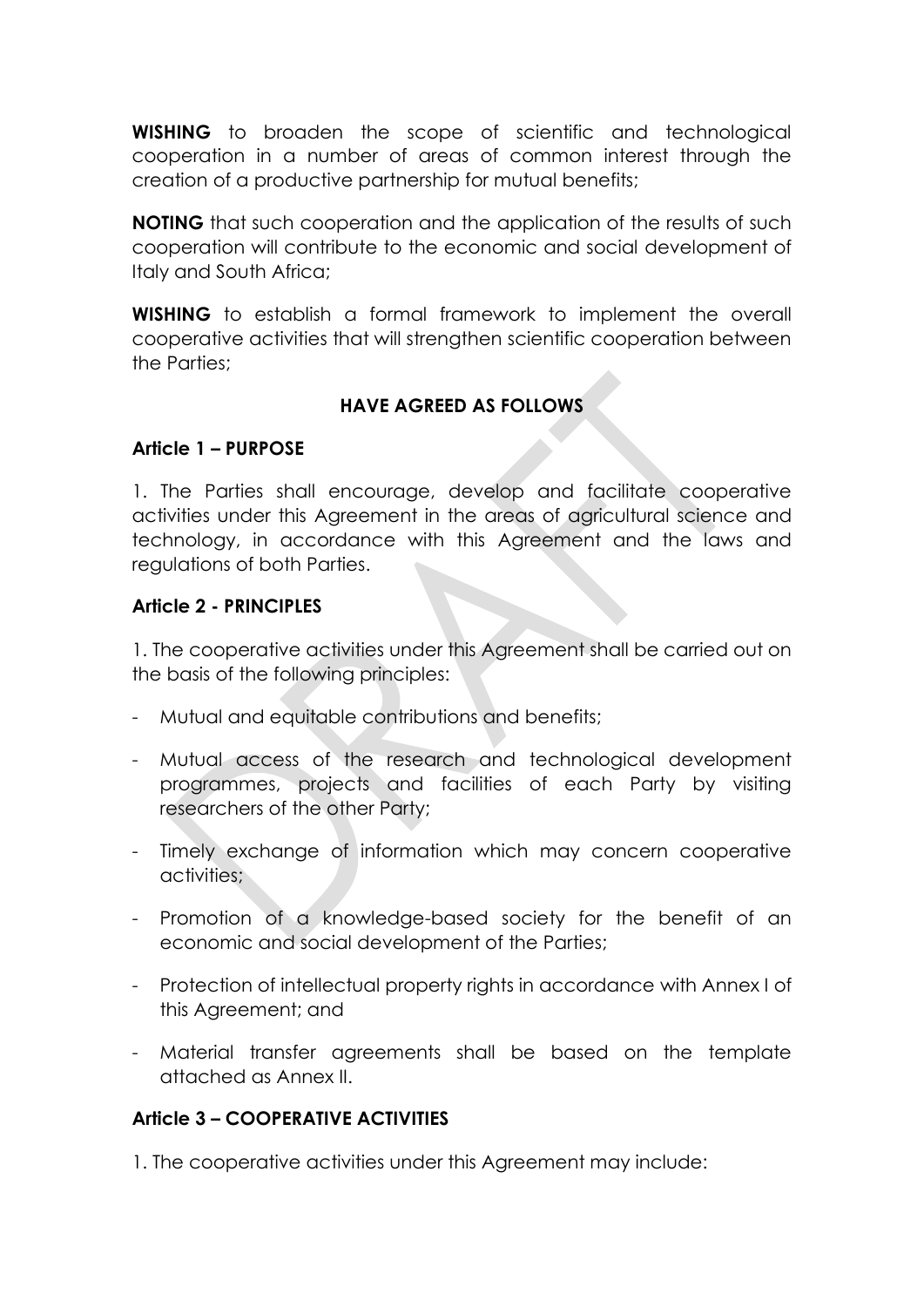**WISHING** to broaden the scope of scientific and technological cooperation in a number of areas of common interest through the creation of a productive partnership for mutual benefits;

**NOTING** that such cooperation and the application of the results of such cooperation will contribute to the economic and social development of Italy and South Africa;

**WISHING** to establish a formal framework to implement the overall cooperative activities that will strengthen scientific cooperation between the Parties;

**HAVE AGREED AS FOLLOWS**

**Article 1 – PURPOSE**

1. The Parties shall encourage, develop and facilitate cooperative activities under this Agreement in the areas of agricultural science and technology, in accordance with this Agreement and the laws and regulations of both Parties.

**Article 2 - PRINCIPLES**

1. The cooperative activities under this Agreement shall be carried out on the basis of the following principles:

- Mutual and equitable contributions and benefits;
- Mutual access of the research and technological development programmes, projects and facilities of each Party by visiting researchers of the other Party;
- Timely exchange of information which may concern cooperative activities;
- Promotion of a knowledge-based society for the benefit of an economic and social development of the Parties;
- Protection of intellectual property rights in accordance with Annex I of this Agreement; and
- Material transfer agreements shall be based on the template attached as Annex II.

**Article 3 – COOPERATIVE ACTIVITIES**

1. The cooperative activities under this Agreement may include: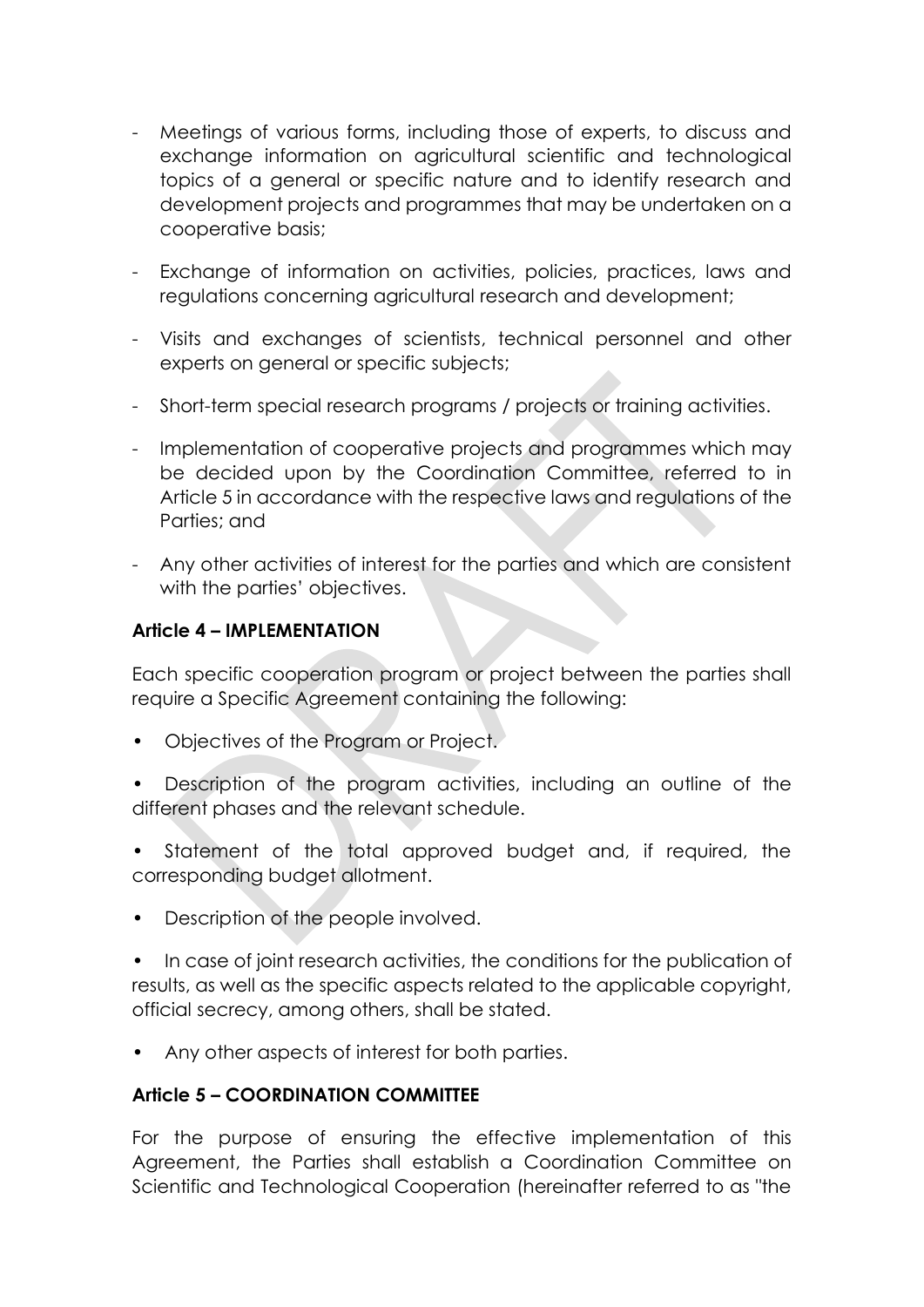- Meetings of various forms, including those of experts, to discuss and exchange information on agricultural scientific and technological topics of a general or specific nature and to identify research and development projects and programmes that may be undertaken on a cooperative basis;
- Exchange of information on activities, policies, practices, laws and regulations concerning agricultural research and development;
- Visits and exchanges of scientists, technical personnel and other experts on general or specific subjects;
- Short-term special research programs / projects or training activities.
- Implementation of cooperative projects and programmes which may be decided upon by the Coordination Committee, referred to in Article 5 in accordance with the respective laws and regulations of the Parties; and
- Any other activities of interest for the parties and which are consistent with the parties' objectives.

**Article 4 – IMPLEMENTATION**

Each specific cooperation program or project between the parties shall require a Specific Agreement containing the following:

- Objectives of the Program or Project.
- Description of the program activities, including an outline of the different phases and the relevant schedule.
- Statement of the total approved budget and, if required, the corresponding budget allotment.
- Description of the people involved.
- In case of joint research activities, the conditions for the publication of results, as well as the specific aspects related to the applicable copyright, official secrecy, among others, shall be stated.
- Any other aspects of interest for both parties.

**Article 5 – COORDINATION COMMITTEE**

For the purpose of ensuring the effective implementation of this Agreement, the Parties shall establish a Coordination Committee on Scientific and Technological Cooperation (hereinafter referred to as "the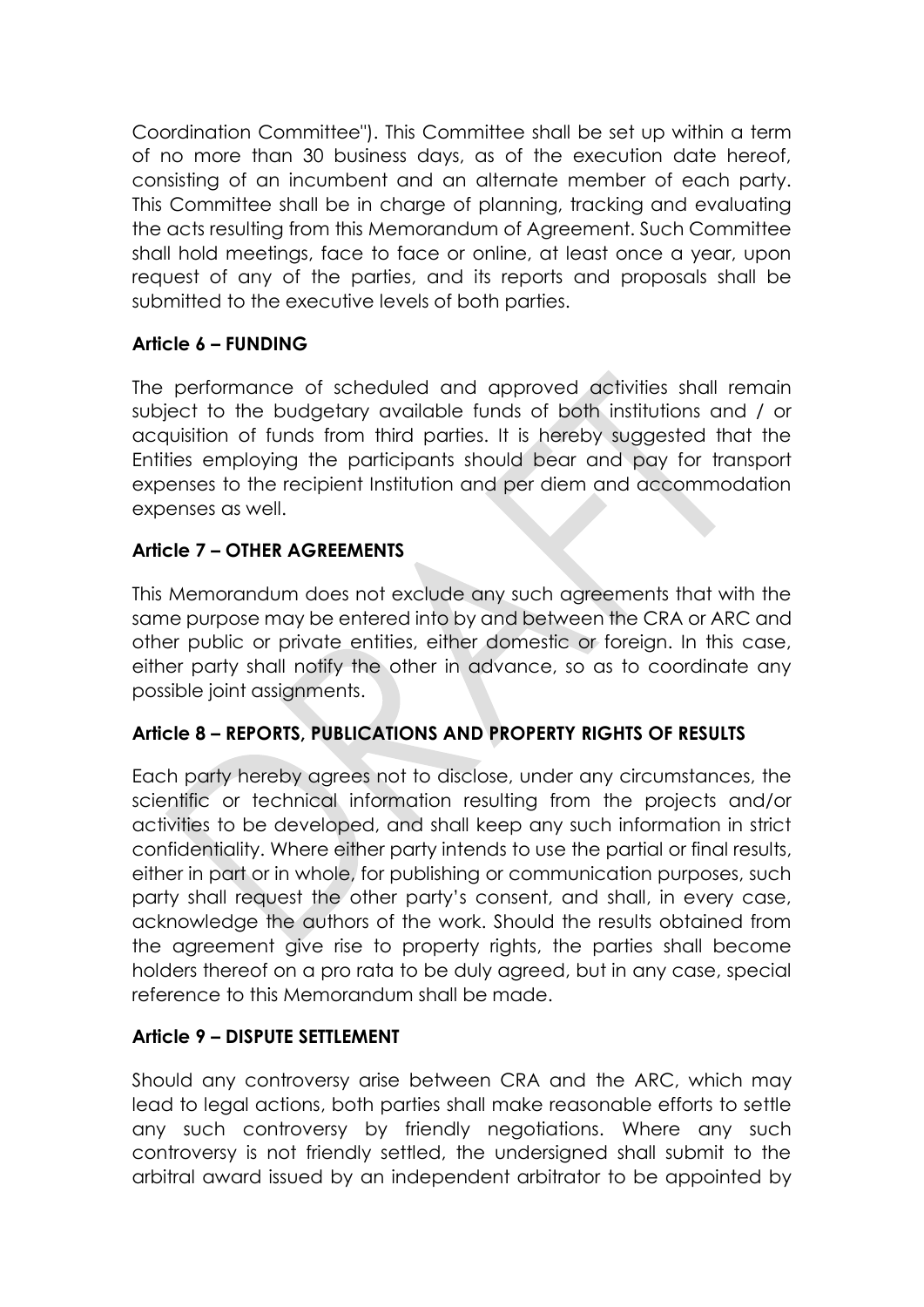Coordination Committee"). This Committee shall be set up within a term of no more than 30 business days, as of the execution date hereof, consisting of an incumbent and an alternate member of each party. This Committee shall be in charge of planning, tracking and evaluating the acts resulting from this Memorandum of Agreement. Such Committee shall hold meetings, face to face or online, at least once a year, upon request of any of the parties, and its reports and proposals shall be submitted to the executive levels of both parties.

**Article 6 – FUNDING**

The performance of scheduled and approved activities shall remain subject to the budgetary available funds of both institutions and / or acquisition of funds from third parties. It is hereby suggested that the Entities employing the participants should bear and pay for transport expenses to the recipient Institution and per diem and accommodation expenses as well.

**Article 7 – OTHER AGREEMENTS**

This Memorandum does not exclude any such agreements that with the same purpose may be entered into by and between the CRA or ARC and other public or private entities, either domestic or foreign. In this case, either party shall notify the other in advance, so as to coordinate any possible joint assignments.

**Article 8 – REPORTS, PUBLICATIONS AND PROPERTY RIGHTS OF RESULTS**

Each party hereby agrees not to disclose, under any circumstances, the scientific or technical information resulting from the projects and/or activities to be developed, and shall keep any such information in strict confidentiality. Where either party intends to use the partial or final results, either in part or in whole, for publishing or communication purposes, such party shall request the other party's consent, and shall, in every case, acknowledge the authors of the work. Should the results obtained from the agreement give rise to property rights, the parties shall become holders thereof on a pro rata to be duly agreed, but in any case, special reference to this Memorandum shall be made.

**Article 9 – DISPUTE SETTLEMENT**

Should any controversy arise between CRA and the ARC, which may lead to legal actions, both parties shall make reasonable efforts to settle any such controversy by friendly negotiations. Where any such controversy is not friendly settled, the undersigned shall submit to the arbitral award issued by an independent arbitrator to be appointed by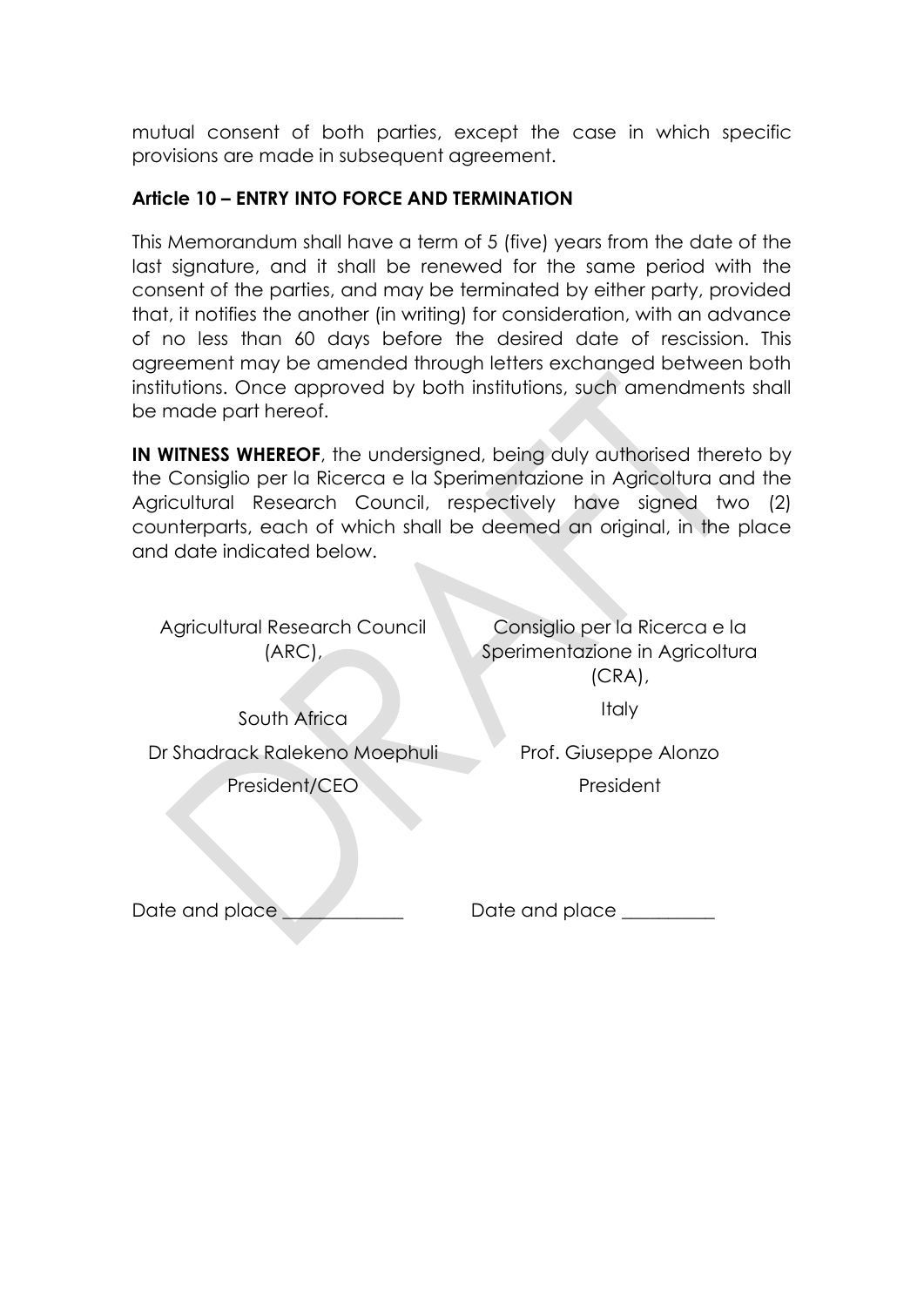mutual consent of both parties, except the case in which specific provisions are made in subsequent agreement.

**Article 10 – ENTRY INTO FORCE AND TERMINATION**

This Memorandum shall have a term of 5 (five) years from the date of the last signature, and it shall be renewed for the same period with the consent of the parties, and may be terminated by either party, provided that, it notifies the another (in writing) for consideration, with an advance of no less than 60 days before the desired date of rescission. This agreement may be amended through letters exchanged between both institutions. Once approved by both institutions, such amendments shall be made part hereof.

**IN WITNESS WHEREOF**, the undersigned, being duly authorised thereto by the Consiglio per la Ricerca e la Sperimentazione in Agricoltura and the Agricultural Research Council, respectively have signed two (2) counterparts, each of which shall be deemed an original, in the place and date indicated below.

| Agricultural Research Council (ARC), | Consiglio per la Ricerca e la Sperimentazione in Agricoltura (CRA), |
|---|---|
| South Africa | Italy |
| Dr Shadrack Ralekeno Moephuli | Prof. Giuseppe Alonzo |
| President/CEO | President |
| Date and place ____________ | Date and place _________ |

DRAFT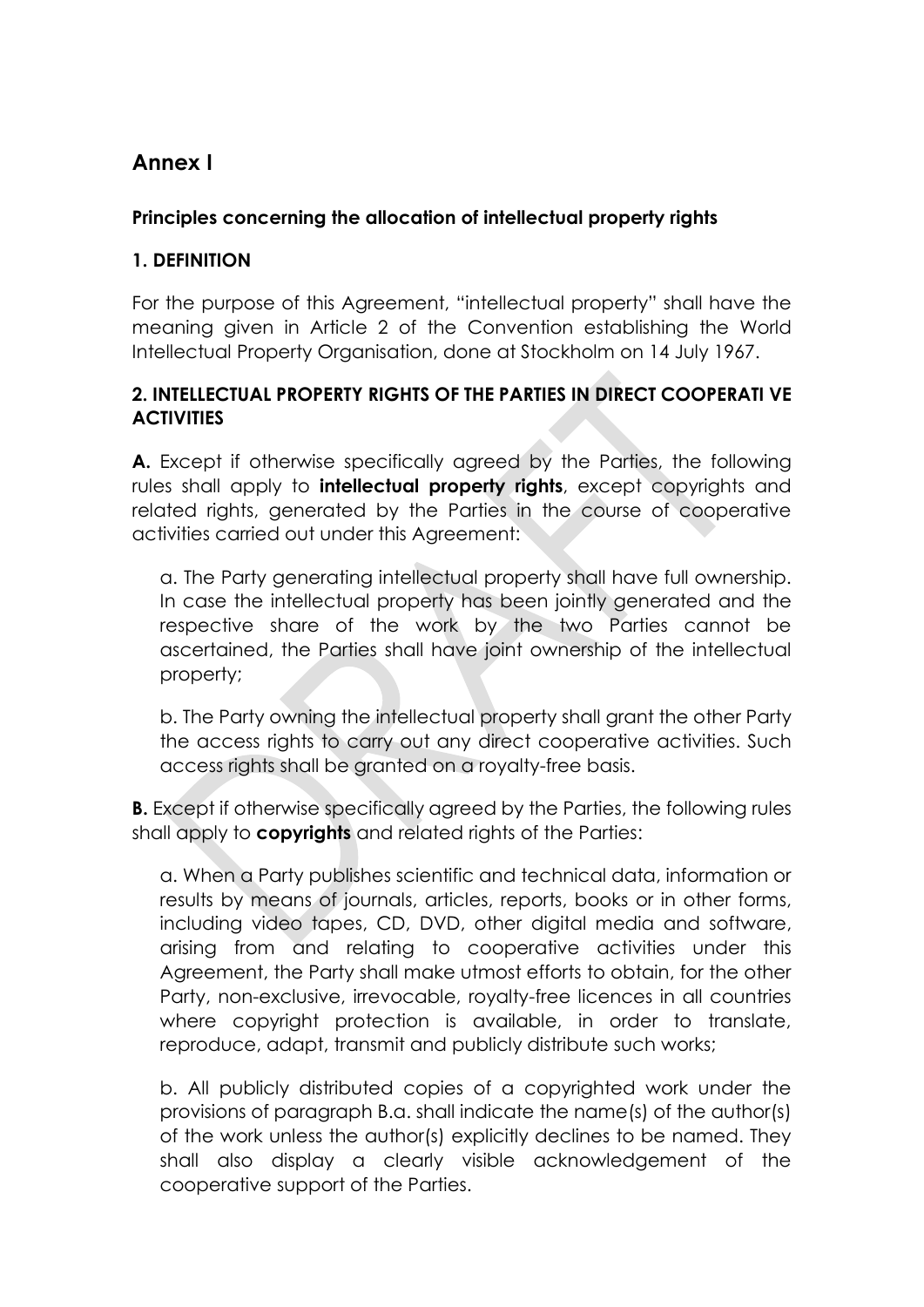## Annex I

### Principles concerning the allocation of intellectual property rights

### 1. DEFINITION

For the purpose of this Agreement, "intellectual property" shall have the meaning given in Article 2 of the Convention establishing the World Intellectual Property Organisation, done at Stockholm on 14 July 1967.

### 2. INTELLECTUAL PROPERTY RIGHTS OF THE PARTIES IN DIRECT COOPERATI VE ACTIVITIES

**A.** Except if otherwise specifically agreed by the Parties, the following rules shall apply to **intellectual property rights**, except copyrights and related rights, generated by the Parties in the course of cooperative activities carried out under this Agreement:

a. The Party generating intellectual property shall have full ownership. In case the intellectual property has been jointly generated and the respective share of the work by the two Parties cannot be ascertained, the Parties shall have joint ownership of the intellectual property;

b. The Party owning the intellectual property shall grant the other Party the access rights to carry out any direct cooperative activities. Such access rights shall be granted on a royalty-free basis.

**B.** Except if otherwise specifically agreed by the Parties, the following rules shall apply to **copyrights** and related rights of the Parties:

a. When a Party publishes scientific and technical data, information or results by means of journals, articles, reports, books or in other forms, including video tapes, CD, DVD, other digital media and software, arising from and relating to cooperative activities under this Agreement, the Party shall make utmost efforts to obtain, for the other Party, non-exclusive, irrevocable, royalty-free licences in all countries where copyright protection is available, in order to translate, reproduce, adapt, transmit and publicly distribute such works;

b. All publicly distributed copies of a copyrighted work under the provisions of paragraph B.a. shall indicate the name(s) of the author(s) of the work unless the author(s) explicitly declines to be named. They shall also display a clearly visible acknowledgement of the cooperative support of the Parties.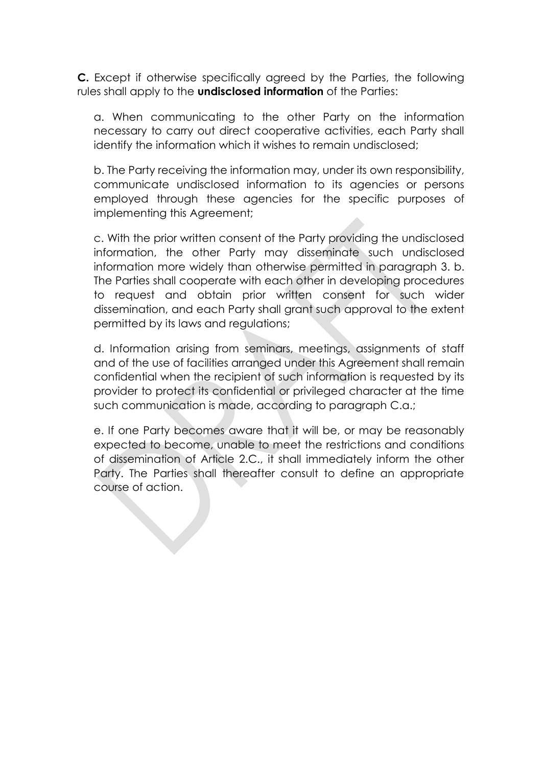**C.** Except if otherwise specifically agreed by the Parties, the following rules shall apply to the **undisclosed information** of the Parties:

a. When communicating to the other Party on the information necessary to carry out direct cooperative activities, each Party shall identify the information which it wishes to remain undisclosed;

b. The Party receiving the information may, under its own responsibility, communicate undisclosed information to its agencies or persons employed through these agencies for the specific purposes of implementing this Agreement;

c. With the prior written consent of the Party providing the undisclosed information, the other Party may disseminate such undisclosed information more widely than otherwise permitted in paragraph 3. b. The Parties shall cooperate with each other in developing procedures to request and obtain prior written consent for such wider dissemination, and each Party shall grant such approval to the extent permitted by its laws and regulations;

d. Information arising from seminars, meetings, assignments of staff and of the use of facilities arranged under this Agreement shall remain confidential when the recipient of such information is requested by its provider to protect its confidential or privileged character at the time such communication is made, according to paragraph C.a.;

e. If one Party becomes aware that it will be, or may be reasonably expected to become, unable to meet the restrictions and conditions of dissemination of Article 2.C., it shall immediately inform the other Party. The Parties shall thereafter consult to define an appropriate course of action.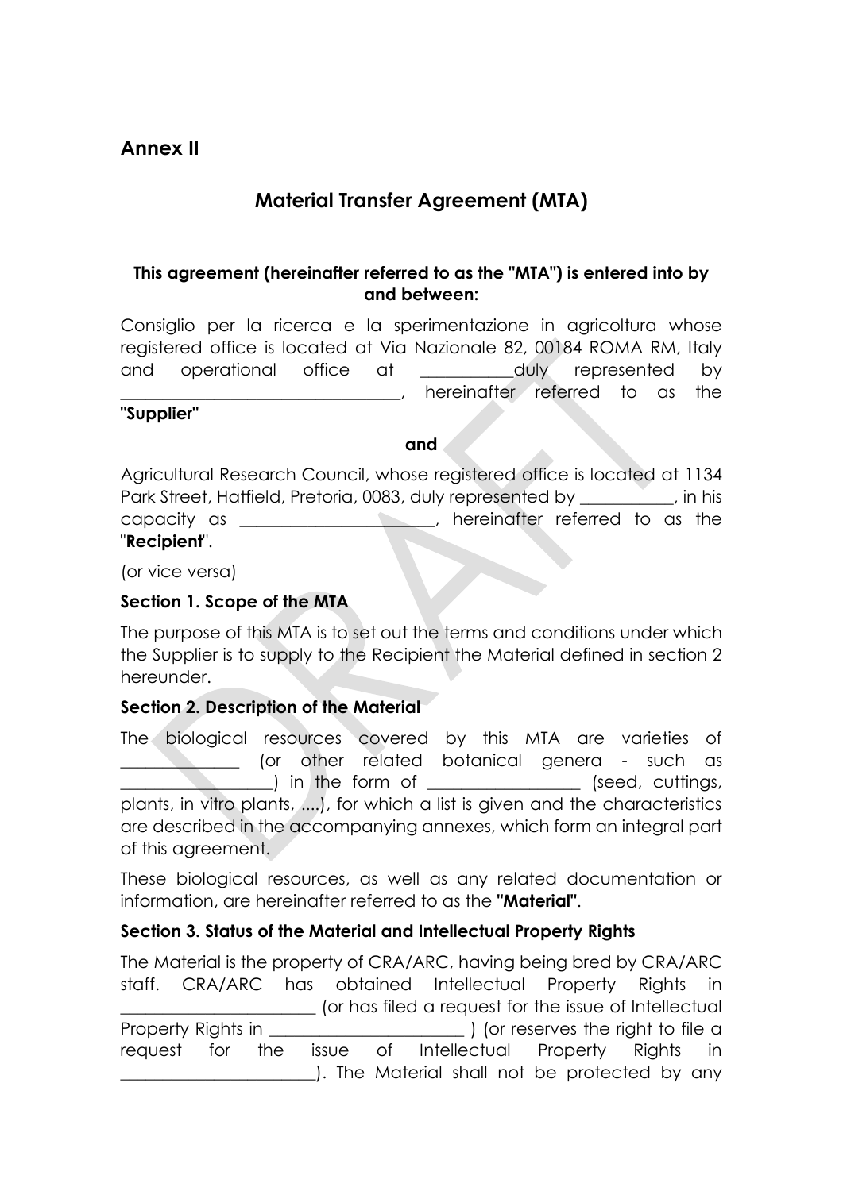## Annex II

## Material Transfer Agreement (MTA)

**This agreement (hereinafter referred to as the "MTA") is entered into by and between:**

Consiglio per la ricerca e la sperimentazione in agricoltura whose registered office is located at Via Nazionale 82, 00184 ROMA RM, Italy and operational office at ___________duly represented by _________________________________, hereinafter referred to as the **"Supplier"**

**and**

Agricultural Research Council, whose registered office is located at 1134 Park Street, Hatfield, Pretoria, 0083, duly represented by ___________, in his capacity as _______________________, hereinafter referred to as the "**Recipient**".

(or vice versa)

**Section 1. Scope of the MTA**

The purpose of this MTA is to set out the terms and conditions under which the Supplier is to supply to the Recipient the Material defined in section 2 hereunder.

**Section 2. Description of the Material**

The biological resources covered by this MTA are varieties of ______________ (or other related botanical genera - such as __________________) in the form of _________________ (seed, cuttings, plants, in vitro plants, ....), for which a list is given and the characteristics are described in the accompanying annexes, which form an integral part of this agreement.

These biological resources, as well as any related documentation or information, are hereinafter referred to as the **"Material"**.

**Section 3. Status of the Material and Intellectual Property Rights**

The Material is the property of CRA/ARC, having being bred by CRA/ARC staff. CRA/ARC has obtained Intellectual Property Rights in ______________________ (or has filed a request for the issue of Intellectual Property Rights in ______________________ ) (or reserves the right to file a request for the issue of Intellectual Property Rights in ______________________). The Material shall not be protected by any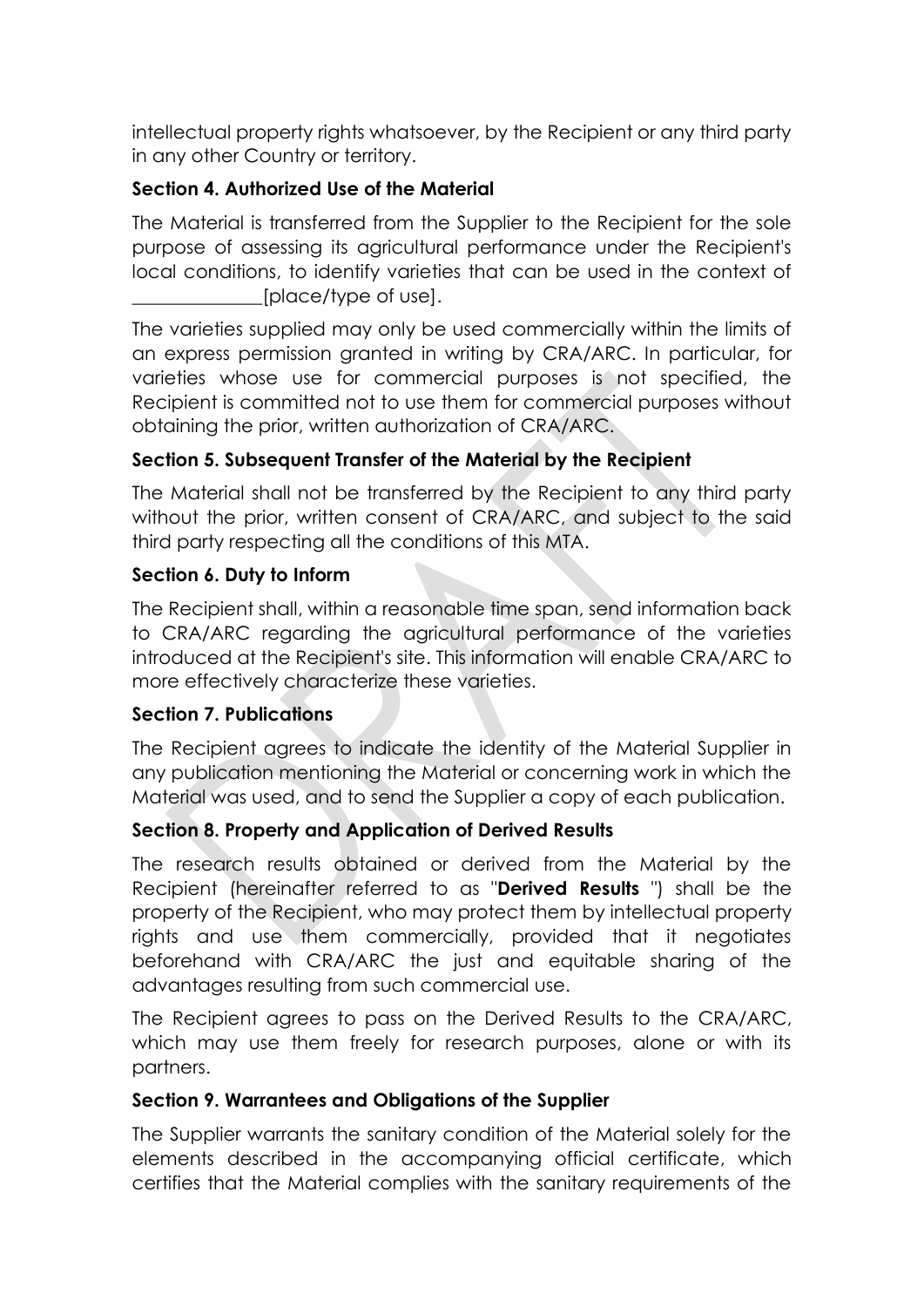intellectual property rights whatsoever, by the Recipient or any third party in any other Country or territory.

**Section 4. Authorized Use of the Material**

The Material is transferred from the Supplier to the Recipient for the sole purpose of assessing its agricultural performance under the Recipient's local conditions, to identify varieties that can be used in the context of _____________[place/type of use].

The varieties supplied may only be used commercially within the limits of an express permission granted in writing by CRA/ARC. In particular, for varieties whose use for commercial purposes is not specified, the Recipient is committed not to use them for commercial purposes without obtaining the prior, written authorization of CRA/ARC.

**Section 5. Subsequent Transfer of the Material by the Recipient**

The Material shall not be transferred by the Recipient to any third party without the prior, written consent of CRA/ARC, and subject to the said third party respecting all the conditions of this MTA.

**Section 6. Duty to Inform**

The Recipient shall, within a reasonable time span, send information back to CRA/ARC regarding the agricultural performance of the varieties introduced at the Recipient's site. This information will enable CRA/ARC to more effectively characterize these varieties.

**Section 7. Publications**

The Recipient agrees to indicate the identity of the Material Supplier in any publication mentioning the Material or concerning work in which the Material was used, and to send the Supplier a copy of each publication.

**Section 8. Property and Application of Derived Results**

The research results obtained or derived from the Material by the Recipient (hereinafter referred to as "**Derived Results** ") shall be the property of the Recipient, who may protect them by intellectual property rights and use them commercially, provided that it negotiates beforehand with CRA/ARC the just and equitable sharing of the advantages resulting from such commercial use.

The Recipient agrees to pass on the Derived Results to the CRA/ARC, which may use them freely for research purposes, alone or with its partners.

**Section 9. Warrantees and Obligations of the Supplier**

The Supplier warrants the sanitary condition of the Material solely for the elements described in the accompanying official certificate, which certifies that the Material complies with the sanitary requirements of the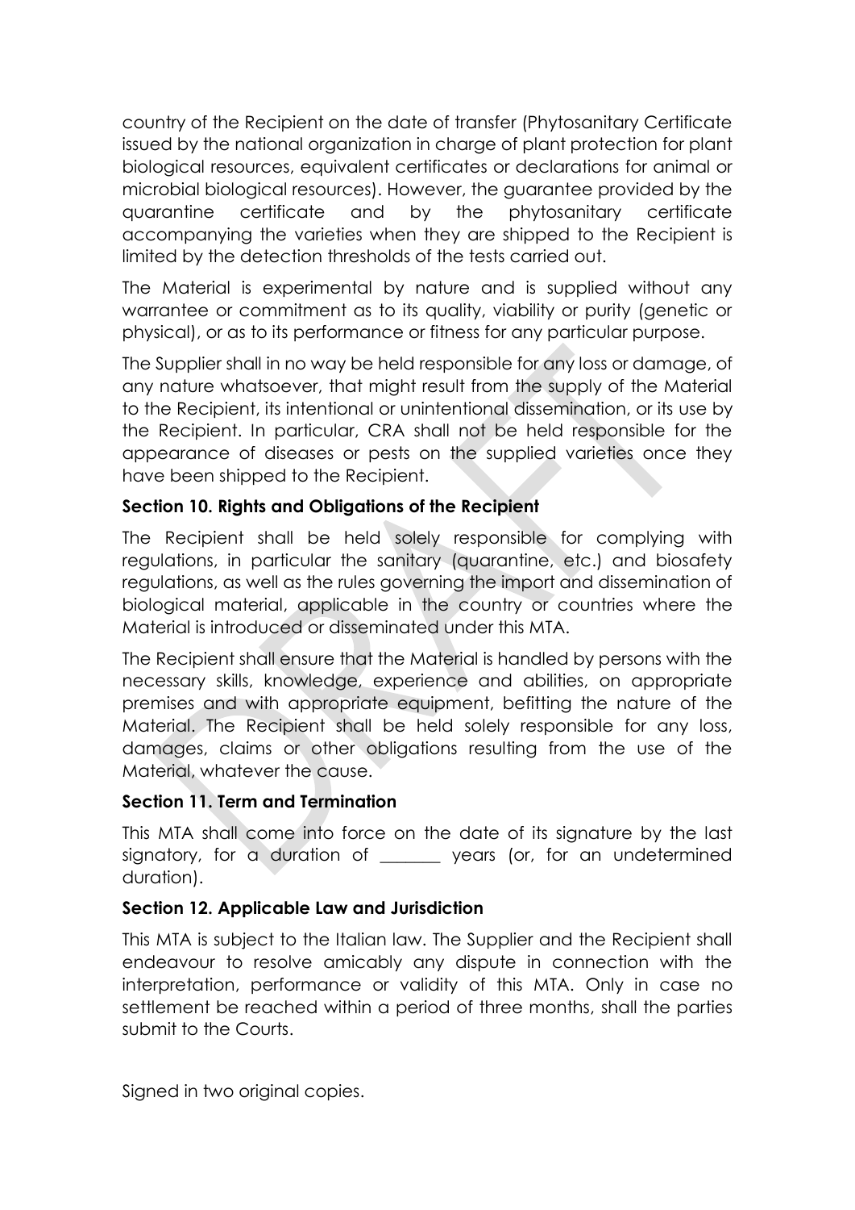country of the Recipient on the date of transfer (Phytosanitary Certificate issued by the national organization in charge of plant protection for plant biological resources, equivalent certificates or declarations for animal or microbial biological resources). However, the guarantee provided by the quarantine certificate and by the phytosanitary certificate accompanying the varieties when they are shipped to the Recipient is limited by the detection thresholds of the tests carried out.

The Material is experimental by nature and is supplied without any warrantee or commitment as to its quality, viability or purity (genetic or physical), or as to its performance or fitness for any particular purpose.

The Supplier shall in no way be held responsible for any loss or damage, of any nature whatsoever, that might result from the supply of the Material to the Recipient, its intentional or unintentional dissemination, or its use by the Recipient. In particular, CRA shall not be held responsible for the appearance of diseases or pests on the supplied varieties once they have been shipped to the Recipient.

**Section 10. Rights and Obligations of the Recipient**

The Recipient shall be held solely responsible for complying with regulations, in particular the sanitary (quarantine, etc.) and biosafety regulations, as well as the rules governing the import and dissemination of biological material, applicable in the country or countries where the Material is introduced or disseminated under this MTA.

The Recipient shall ensure that the Material is handled by persons with the necessary skills, knowledge, experience and abilities, on appropriate premises and with appropriate equipment, befitting the nature of the Material. The Recipient shall be held solely responsible for any loss, damages, claims or other obligations resulting from the use of the Material, whatever the cause.

**Section 11. Term and Termination**

This MTA shall come into force on the date of its signature by the last signatory, for a duration of _______ years (or, for an undetermined duration).

**Section 12. Applicable Law and Jurisdiction**

This MTA is subject to the Italian law. The Supplier and the Recipient shall endeavour to resolve amicably any dispute in connection with the interpretation, performance or validity of this MTA. Only in case no settlement be reached within a period of three months, shall the parties submit to the Courts.

Signed in two original copies.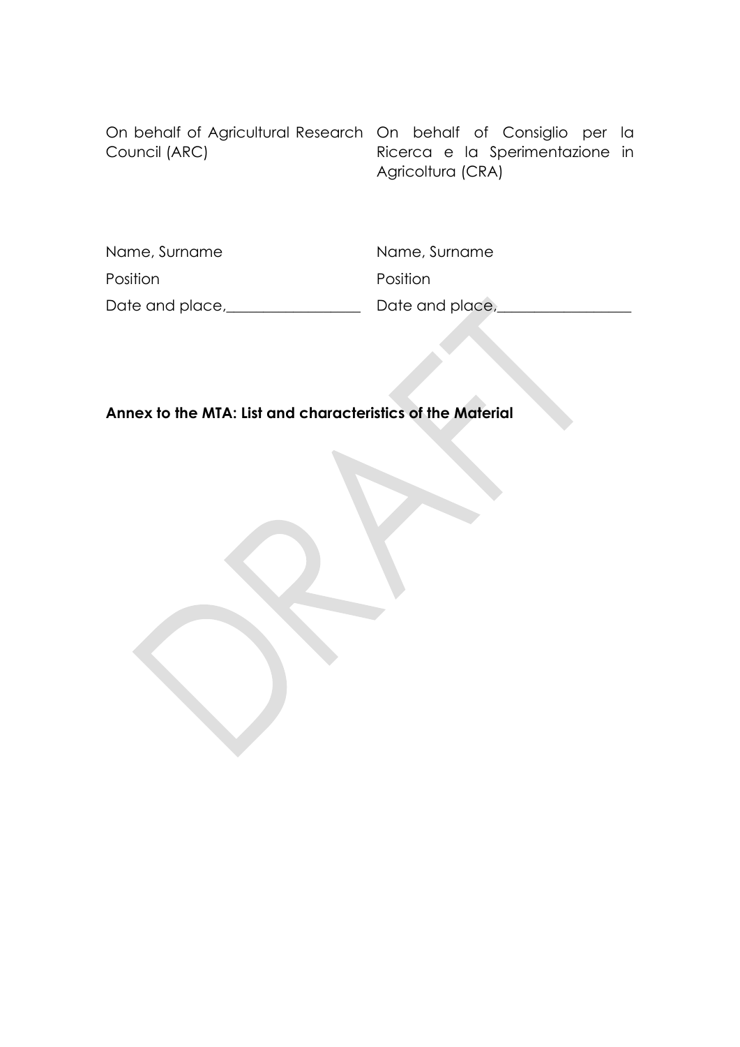| | |
|---|---|
| On behalf of Agricultural Research Council (ARC) | On behalf of Consiglio per la Ricerca e la Sperimentazione in Agricoltura (CRA) |
| Name, Surname | Name, Surname |
| Position | Position |
| Date and place,_________________ | Date and place,_________________ |

**Annex to the MTA: List and characteristics of the Material**